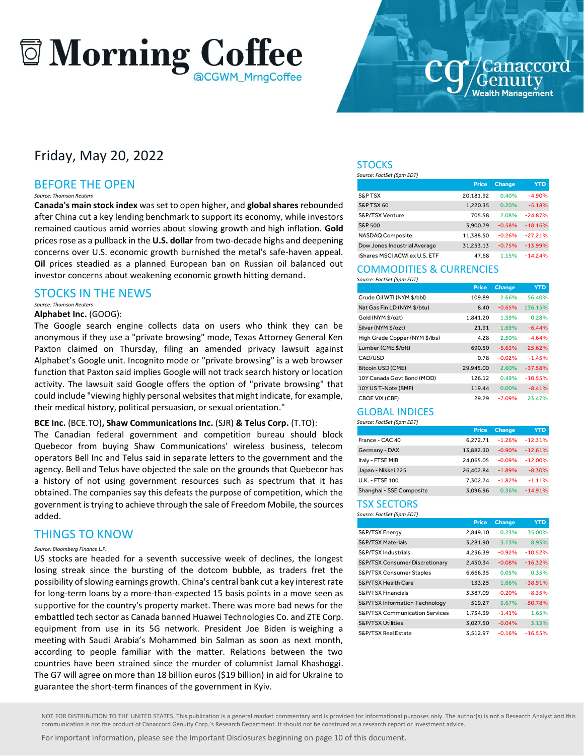# Morning Coffee

@CGWM_MrngCoffee

Canaccord Genuity Wealth Management

Friday, May 20, 2022

## BEFORE THE OPEN

*Source: Thomson Reuters*

**Canada's main stock index** was set to open higher, and **global shares** rebounded after China cut a key lending benchmark to support its economy, while investors remained cautious amid worries about slowing growth and high inflation. **Gold** prices rose as a pullback in the **U.S. dollar** from two-decade highs and deepening concerns over U.S. economic growth burnished the metal's safe-haven appeal. **Oil** prices steadied as a planned European ban on Russian oil balanced out investor concerns about weakening economic growth hitting demand.

## STOCKS IN THE NEWS

*Source: Thomson Reuters*

**Alphabet Inc.** (GOOG):

The Google search engine collects data on users who think they can be anonymous if they use a "private browsing" mode, Texas Attorney General Ken Paxton claimed on Thursday, filing an amended privacy lawsuit against Alphabet's Google unit. Incognito mode or "private browsing" is a web browser function that Paxton said implies Google will not track search history or location activity. The lawsuit said Google offers the option of "private browsing" that could include "viewing highly personal websites that might indicate, for example, their medical history, political persuasion, or sexual orientation."

**BCE Inc.** (BCE.TO)**, Shaw Communications Inc.** (SJR) **& Telus Corp.** (T.TO):

The Canadian federal government and competition bureau should block Quebecor from buying Shaw Communications' wireless business, telecom operators Bell Inc and Telus said in separate letters to the government and the agency. Bell and Telus have objected the sale on the grounds that Quebecor has a history of not using government resources such as spectrum that it has obtained. The companies say this defeats the purpose of competition, which the government is trying to achieve through the sale of Freedom Mobile, the sources added.

## THINGS TO KNOW

*Source: Bloomberg Finance L.P.*

US stocks are headed for a seventh successive week of declines, the longest losing streak since the bursting of the dotcom bubble, as traders fret the possibility of slowing earnings growth. China's central bank cut a key interest rate for long-term loans by a more-than-expected 15 basis points in a move seen as supportive for the country's property market. There was more bad news for the embattled tech sector as Canada banned Huawei Technologies Co. and ZTE Corp. equipment from use in its 5G network. President Joe Biden is weighing a meeting with Saudi Arabia's Mohammed bin Salman as soon as next month, according to people familiar with the matter. Relations between the two countries have been strained since the murder of columnist Jamal Khashoggi. The G7 will agree on more than 18 billion euros ($19 billion) in aid for Ukraine to guarantee the short-term finances of the government in Kyiv.

## STOCKS

*Source: FactSet (5pm EDT)*

| | Price | Change | YTD |
|---|---|---|---|
| S&P TSX | 20,181.92 | 0.40% | -4.90% |
| S&P TSX 60 | 1,220.35 | 0.20% | -5.18% |
| S&P/TSX Venture | 705.58 | 2.08% | -24.87% |
| S&P 500 | 3,900.79 | -0.58% | -18.16% |
| NASDAQ Composite | 11,388.50 | -0.26% | -27.21% |
| Dow Jones Industrial Average | 31,253.13 | -0.75% | -13.99% |
| iShares MSCI ACWI ex U.S. ETF | 47.68 | 1.15% | -14.24% |

## COMMODITIES & CURRENCIES

*Source: FactSet (5pm EDT)*

| | Price | Change | YTD |
|---|---|---|---|
| Crude Oil WTI (NYM $/bbl) | 109.89 | 2.66% | 56.40% |
| Nat Gas Fin LD (NYM $/btu) | 8.40 | -0.65% | 136.15% |
| Gold (NYM $/ozt) | 1,841.20 | 1.39% | 0.28% |
| Silver (NYM $/ozt) | 21.91 | 1.69% | -6.44% |
| High Grade Copper (NYM $/lbs) | 4.28 | 2.50% | -4.64% |
| Lumber (CME $/bft) | 690.50 | -6.63% | -25.62% |
| CAD/USD | 0.78 | -0.02% | -1.45% |
| Bitcoin USD (CME) | 29,945.00 | 2.60% | -37.58% |
| 10Y Canada Govt Bond (MOD) | 126.12 | 0.49% | -10.55% |
| 10Y US T-Note (BMF) | 119.44 | 0.00% | -8.41% |
| CBOE VIX (CBF) | 29.29 | -7.09% | 23.47% |

## GLOBAL INDICES

*Source: FactSet (5pm EDT)*

| | Price | Change | YTD |
|---|---|---|---|
| France - CAC 40 | 6,272.71 | -1.26% | -12.31% |
| Germany - DAX | 13,882.30 | -0.90% | -12.61% |
| Italy - FTSE MIB | 24,065.05 | -0.09% | -12.00% |
| Japan - Nikkei 225 | 26,402.84 | -1.89% | -8.30% |
| U.K. - FTSE 100 | 7,302.74 | -1.82% | -1.11% |
| Shanghai - SSE Composite | 3,096.96 | 0.36% | -14.91% |

## TSX SECTORS

*Source: FactSet (5pm EDT)*

| | Price | Change | YTD |
|---|---|---|---|
| S&P/TSX Energy | 2,849.10 | 0.23% | 35.00% |
| S&P/TSX Materials | 3,281.90 | 3.13% | 8.93% |
| S&P/TSX Industrials | 4,236.39 | -0.92% | -10.52% |
| S&P/TSX Consumer Discretionary | 2,450.34 | -0.08% | -16.32% |
| S&P/TSX Consumer Staples | 6,666.35 | 0.05% | 0.35% |
| S&P/TSX Health Care | 133.25 | 1.86% | -38.91% |
| S&P/TSX Financials | 3,387.09 | -0.20% | -8.35% |
| S&P/TSX Information Technology | 519.27 | 3.67% | -50.78% |
| S&P/TSX Communication Services | 1,734.39 | -1.41% | 1.65% |
| S&P/TSX Utilities | 3,027.50 | -0.04% | 3.13% |
| S&P/TSX Real Estate | 3,512.97 | -0.16% | -16.55% |

NOT FOR DISTRIBUTION TO THE UNITED STATES. This publication is a general market commentary and is provided for informational purposes only. The author(s) is not a Research Analyst and this communication is not the product of Canaccord Genuity Corp.'s Research Department. It should not be construed as a research report or investment advice.

For important information, please see the Important Disclosures beginning on page 10 of this document.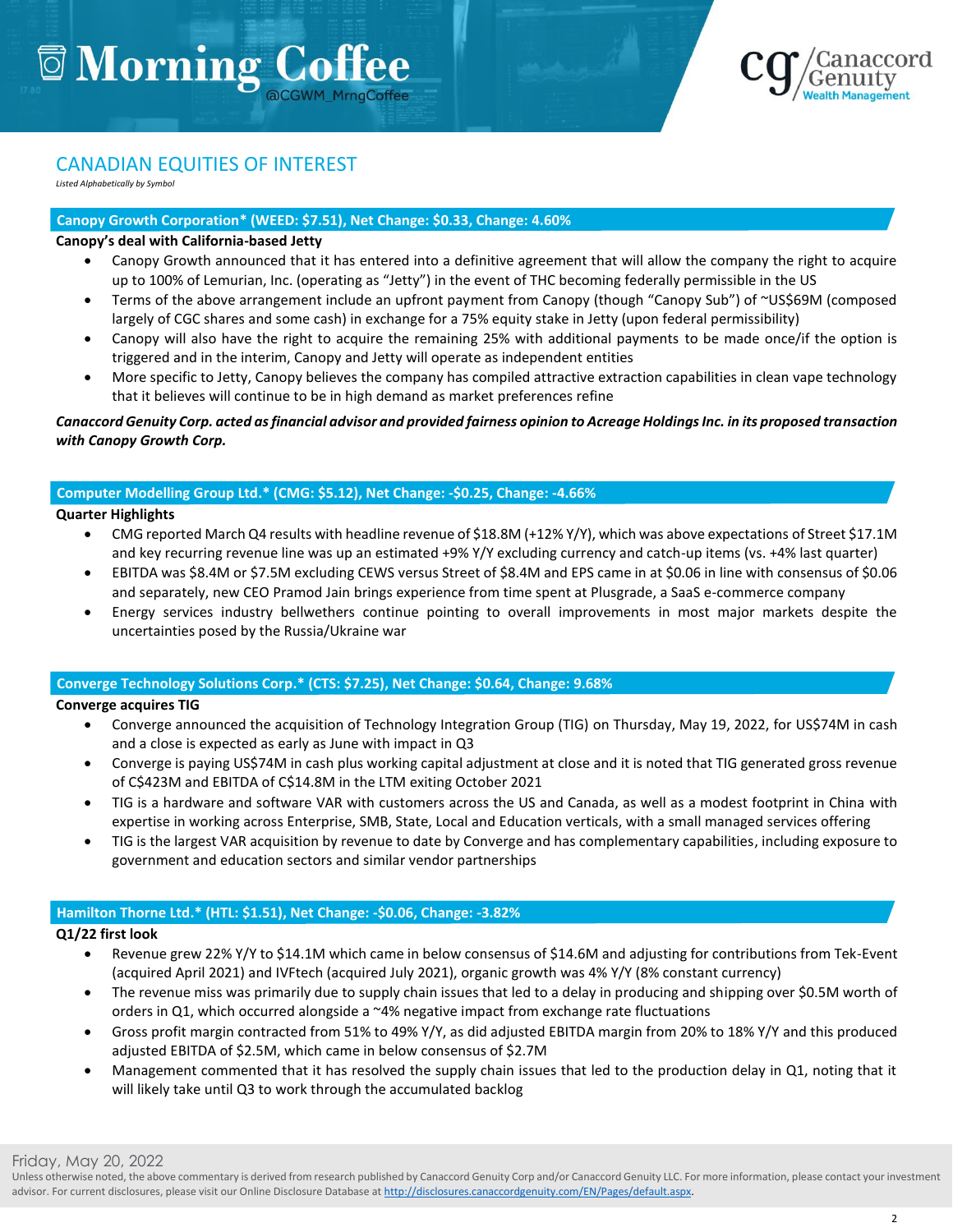## CANADIAN EQUITIES OF INTEREST

*Listed Alphabetically by Symbol*

### Canopy Growth Corporation* (WEED: $7.51), Net Change: $0.33, Change: 4.60%

**Canopy's deal with California-based Jetty**

- Canopy Growth announced that it has entered into a definitive agreement that will allow the company the right to acquire up to 100% of Lemurian, Inc. (operating as "Jetty") in the event of THC becoming federally permissible in the US
- Terms of the above arrangement include an upfront payment from Canopy (though "Canopy Sub") of ~US$69M (composed largely of CGC shares and some cash) in exchange for a 75% equity stake in Jetty (upon federal permissibility)
- Canopy will also have the right to acquire the remaining 25% with additional payments to be made once/if the option is triggered and in the interim, Canopy and Jetty will operate as independent entities
- More specific to Jetty, Canopy believes the company has compiled attractive extraction capabilities in clean vape technology that it believes will continue to be in high demand as market preferences refine

***Canaccord Genuity Corp. acted as financial advisor and provided fairness opinion to Acreage Holdings Inc. in its proposed transaction with Canopy Growth Corp.***

### Computer Modelling Group Ltd.* (CMG: $5.12), Net Change: -$0.25, Change: -4.66%

**Quarter Highlights**

- CMG reported March Q4 results with headline revenue of $18.8M (+12% Y/Y), which was above expectations of Street $17.1M and key recurring revenue line was up an estimated +9% Y/Y excluding currency and catch-up items (vs. +4% last quarter)
- EBITDA was $8.4M or $7.5M excluding CEWS versus Street of $8.4M and EPS came in at $0.06 in line with consensus of $0.06 and separately, new CEO Pramod Jain brings experience from time spent at Plusgrade, a SaaS e-commerce company
- Energy services industry bellwethers continue pointing to overall improvements in most major markets despite the uncertainties posed by the Russia/Ukraine war

### Converge Technology Solutions Corp.* (CTS: $7.25), Net Change: $0.64, Change: 9.68%

**Converge acquires TIG**

- Converge announced the acquisition of Technology Integration Group (TIG) on Thursday, May 19, 2022, for US$74M in cash and a close is expected as early as June with impact in Q3
- Converge is paying US$74M in cash plus working capital adjustment at close and it is noted that TIG generated gross revenue of C$423M and EBITDA of C$14.8M in the LTM exiting October 2021
- TIG is a hardware and software VAR with customers across the US and Canada, as well as a modest footprint in China with expertise in working across Enterprise, SMB, State, Local and Education verticals, with a small managed services offering
- TIG is the largest VAR acquisition by revenue to date by Converge and has complementary capabilities, including exposure to government and education sectors and similar vendor partnerships

### Hamilton Thorne Ltd.* (HTL: $1.51), Net Change: -$0.06, Change: -3.82%

**Q1/22 first look**

- Revenue grew 22% Y/Y to $14.1M which came in below consensus of $14.6M and adjusting for contributions from Tek-Event (acquired April 2021) and IVFtech (acquired July 2021), organic growth was 4% Y/Y (8% constant currency)
- The revenue miss was primarily due to supply chain issues that led to a delay in producing and shipping over $0.5M worth of orders in Q1, which occurred alongside a ~4% negative impact from exchange rate fluctuations
- Gross profit margin contracted from 51% to 49% Y/Y, as did adjusted EBITDA margin from 20% to 18% Y/Y and this produced adjusted EBITDA of $2.5M, which came in below consensus of $2.7M
- Management commented that it has resolved the supply chain issues that led to the production delay in Q1, noting that it will likely take until Q3 to work through the accumulated backlog

Friday, May 20, 2022

Unless otherwise noted, the above commentary is derived from research published by Canaccord Genuity Corp and/or Canaccord Genuity LLC. For more information, please contact your investment advisor. For current disclosures, please visit our Online Disclosure Database at http://disclosures.canaccordgenuity.com/EN/Pages/default.aspx.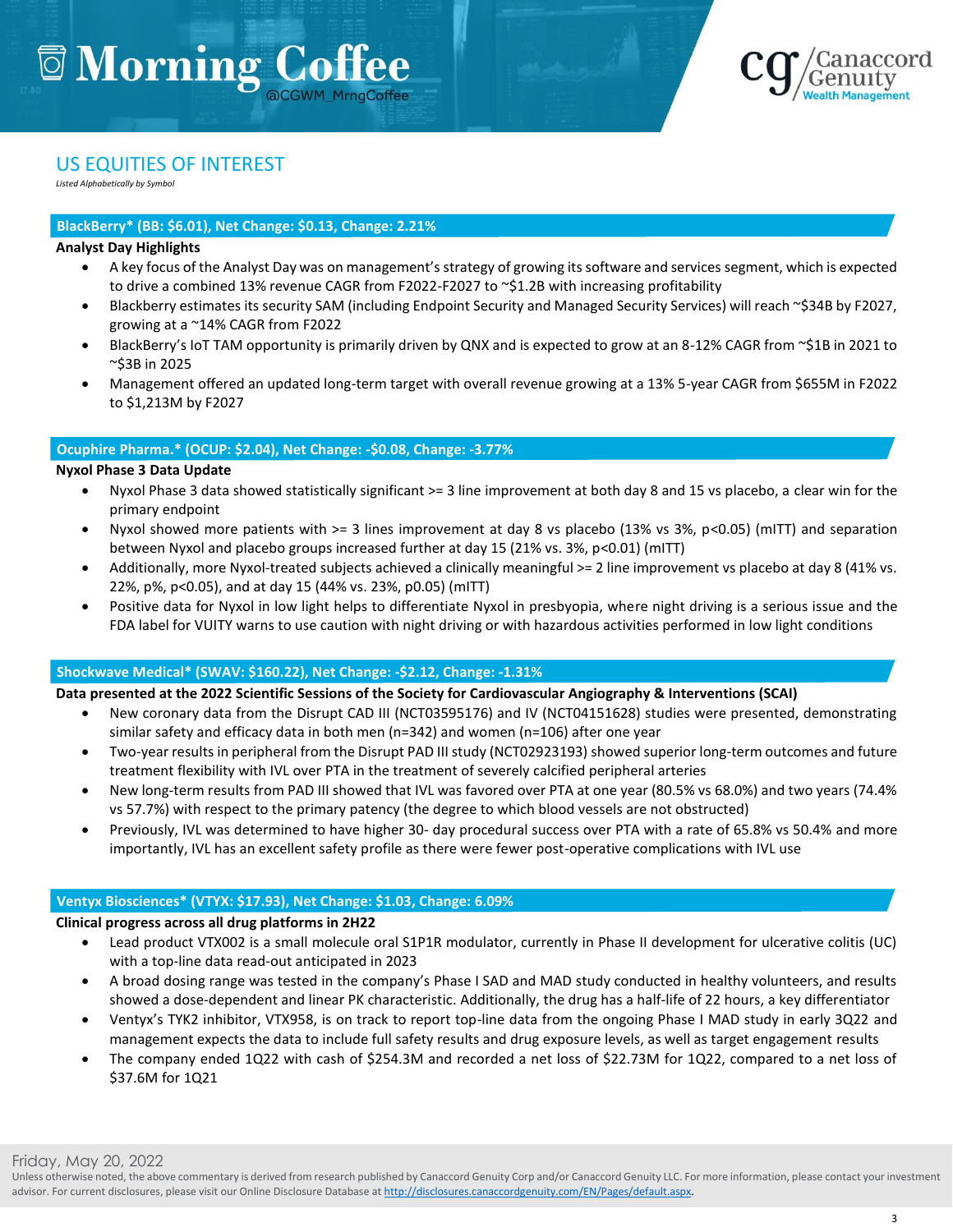## US EQUITIES OF INTEREST

*Listed Alphabetically by Symbol*

### BlackBerry* (BB: $6.01), Net Change: $0.13, Change: 2.21%

**Analyst Day Highlights**

- A key focus of the Analyst Day was on management's strategy of growing its software and services segment, which is expected to drive a combined 13% revenue CAGR from F2022-F2027 to ~$1.2B with increasing profitability
- Blackberry estimates its security SAM (including Endpoint Security and Managed Security Services) will reach ~$34B by F2027, growing at a ~14% CAGR from F2022
- BlackBerry's IoT TAM opportunity is primarily driven by QNX and is expected to grow at an 8-12% CAGR from ~$1B in 2021 to ~$3B in 2025
- Management offered an updated long-term target with overall revenue growing at a 13% 5-year CAGR from $655M in F2022 to $1,213M by F2027

### Ocuphire Pharma.* (OCUP: $2.04), Net Change: -$0.08, Change: -3.77%

**Nyxol Phase 3 Data Update**

- Nyxol Phase 3 data showed statistically significant >= 3 line improvement at both day 8 and 15 vs placebo, a clear win for the primary endpoint
- Nyxol showed more patients with >= 3 lines improvement at day 8 vs placebo (13% vs 3%, p<0.05) (mITT) and separation between Nyxol and placebo groups increased further at day 15 (21% vs. 3%, p<0.01) (mITT)
- Additionally, more Nyxol-treated subjects achieved a clinically meaningful >= 2 line improvement vs placebo at day 8 (41% vs. 22%, p%, p<0.05), and at day 15 (44% vs. 23%, p0.05) (mITT)
- Positive data for Nyxol in low light helps to differentiate Nyxol in presbyopia, where night driving is a serious issue and the FDA label for VUITY warns to use caution with night driving or with hazardous activities performed in low light conditions

### Shockwave Medical* (SWAV: $160.22), Net Change: -$2.12, Change: -1.31%

**Data presented at the 2022 Scientific Sessions of the Society for Cardiovascular Angiography & Interventions (SCAI)**

- New coronary data from the Disrupt CAD III (NCT03595176) and IV (NCT04151628) studies were presented, demonstrating similar safety and efficacy data in both men (n=342) and women (n=106) after one year
- Two-year results in peripheral from the Disrupt PAD III study (NCT02923193) showed superior long-term outcomes and future treatment flexibility with IVL over PTA in the treatment of severely calcified peripheral arteries
- New long-term results from PAD III showed that IVL was favored over PTA at one year (80.5% vs 68.0%) and two years (74.4% vs 57.7%) with respect to the primary patency (the degree to which blood vessels are not obstructed)
- Previously, IVL was determined to have higher 30- day procedural success over PTA with a rate of 65.8% vs 50.4% and more importantly, IVL has an excellent safety profile as there were fewer post-operative complications with IVL use

### Ventyx Biosciences* (VTYX: $17.93), Net Change: $1.03, Change: 6.09%

**Clinical progress across all drug platforms in 2H22**

- Lead product VTX002 is a small molecule oral S1P1R modulator, currently in Phase II development for ulcerative colitis (UC) with a top-line data read-out anticipated in 2023
- A broad dosing range was tested in the company's Phase I SAD and MAD study conducted in healthy volunteers, and results showed a dose-dependent and linear PK characteristic. Additionally, the drug has a half-life of 22 hours, a key differentiator
- Ventyx's TYK2 inhibitor, VTX958, is on track to report top-line data from the ongoing Phase I MAD study in early 3Q22 and management expects the data to include full safety results and drug exposure levels, as well as target engagement results
- The company ended 1Q22 with cash of $254.3M and recorded a net loss of $22.73M for 1Q22, compared to a net loss of $37.6M for 1Q21

Friday, May 20, 2022

Unless otherwise noted, the above commentary is derived from research published by Canaccord Genuity Corp and/or Canaccord Genuity LLC. For more information, please contact your investment advisor. For current disclosures, please visit our Online Disclosure Database at http://disclosures.canaccordgenuity.com/EN/Pages/default.aspx.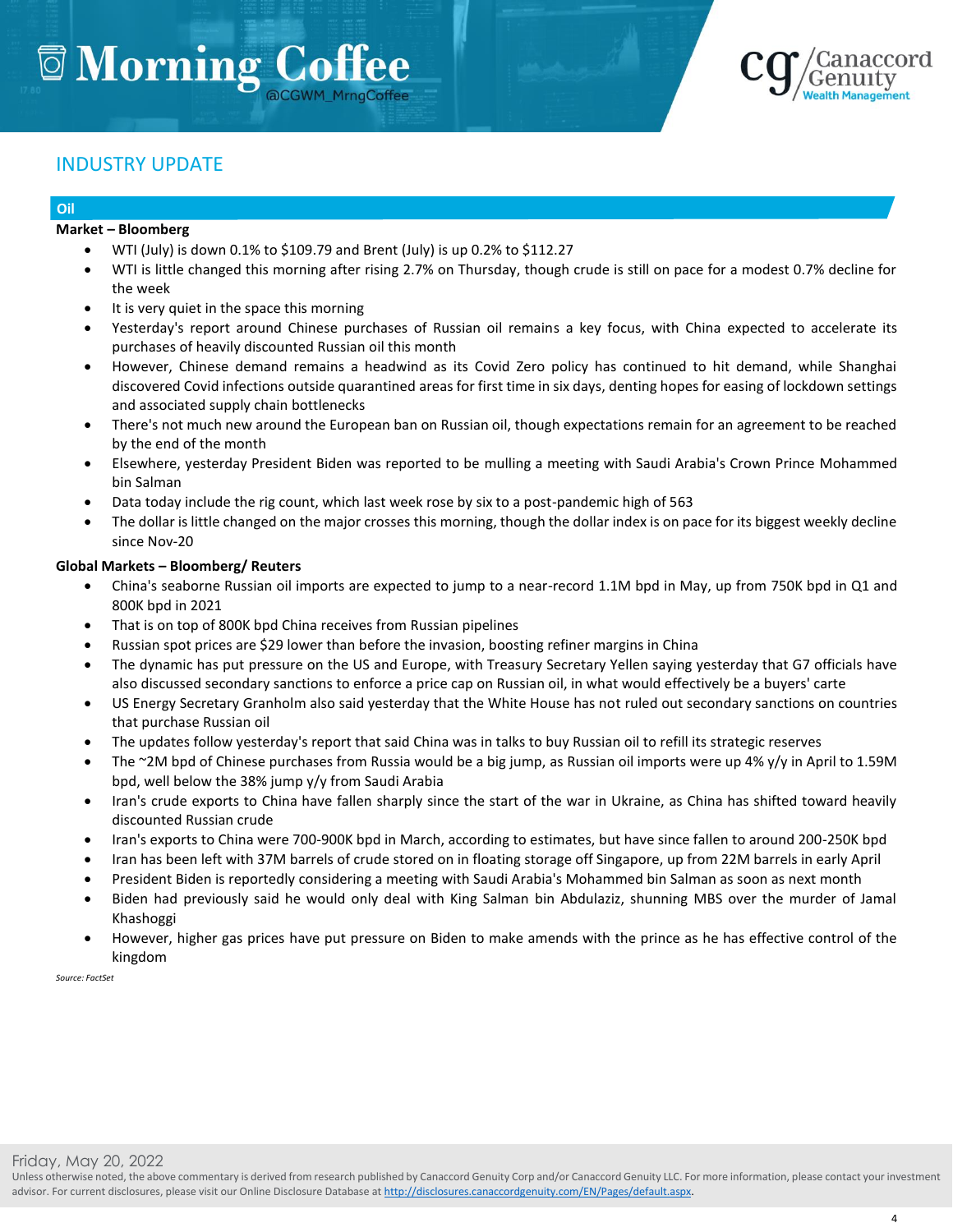## INDUSTRY UPDATE

### Oil

**Market – Bloomberg**

- WTI (July) is down 0.1% to $109.79 and Brent (July) is up 0.2% to $112.27
- WTI is little changed this morning after rising 2.7% on Thursday, though crude is still on pace for a modest 0.7% decline for the week
- It is very quiet in the space this morning
- Yesterday's report around Chinese purchases of Russian oil remains a key focus, with China expected to accelerate its purchases of heavily discounted Russian oil this month
- However, Chinese demand remains a headwind as its Covid Zero policy has continued to hit demand, while Shanghai discovered Covid infections outside quarantined areas for first time in six days, denting hopes for easing of lockdown settings and associated supply chain bottlenecks
- There's not much new around the European ban on Russian oil, though expectations remain for an agreement to be reached by the end of the month
- Elsewhere, yesterday President Biden was reported to be mulling a meeting with Saudi Arabia's Crown Prince Mohammed bin Salman
- Data today include the rig count, which last week rose by six to a post-pandemic high of 563
- The dollar is little changed on the major crosses this morning, though the dollar index is on pace for its biggest weekly decline since Nov-20

**Global Markets – Bloomberg/ Reuters**

- China's seaborne Russian oil imports are expected to jump to a near-record 1.1M bpd in May, up from 750K bpd in Q1 and 800K bpd in 2021
- That is on top of 800K bpd China receives from Russian pipelines
- Russian spot prices are $29 lower than before the invasion, boosting refiner margins in China
- The dynamic has put pressure on the US and Europe, with Treasury Secretary Yellen saying yesterday that G7 officials have also discussed secondary sanctions to enforce a price cap on Russian oil, in what would effectively be a buyers' carte
- US Energy Secretary Granholm also said yesterday that the White House has not ruled out secondary sanctions on countries that purchase Russian oil
- The updates follow yesterday's report that said China was in talks to buy Russian oil to refill its strategic reserves
- The ~2M bpd of Chinese purchases from Russia would be a big jump, as Russian oil imports were up 4% y/y in April to 1.59M bpd, well below the 38% jump y/y from Saudi Arabia
- Iran's crude exports to China have fallen sharply since the start of the war in Ukraine, as China has shifted toward heavily discounted Russian crude
- Iran's exports to China were 700-900K bpd in March, according to estimates, but have since fallen to around 200-250K bpd
- Iran has been left with 37M barrels of crude stored on in floating storage off Singapore, up from 22M barrels in early April
- President Biden is reportedly considering a meeting with Saudi Arabia's Mohammed bin Salman as soon as next month
- Biden had previously said he would only deal with King Salman bin Abdulaziz, shunning MBS over the murder of Jamal Khashoggi
- However, higher gas prices have put pressure on Biden to make amends with the prince as he has effective control of the kingdom

*Source: FactSet*

Friday, May 20, 2022

Unless otherwise noted, the above commentary is derived from research published by Canaccord Genuity Corp and/or Canaccord Genuity LLC. For more information, please contact your investment advisor. For current disclosures, please visit our Online Disclosure Database at http://disclosures.canaccordgenuity.com/EN/Pages/default.aspx.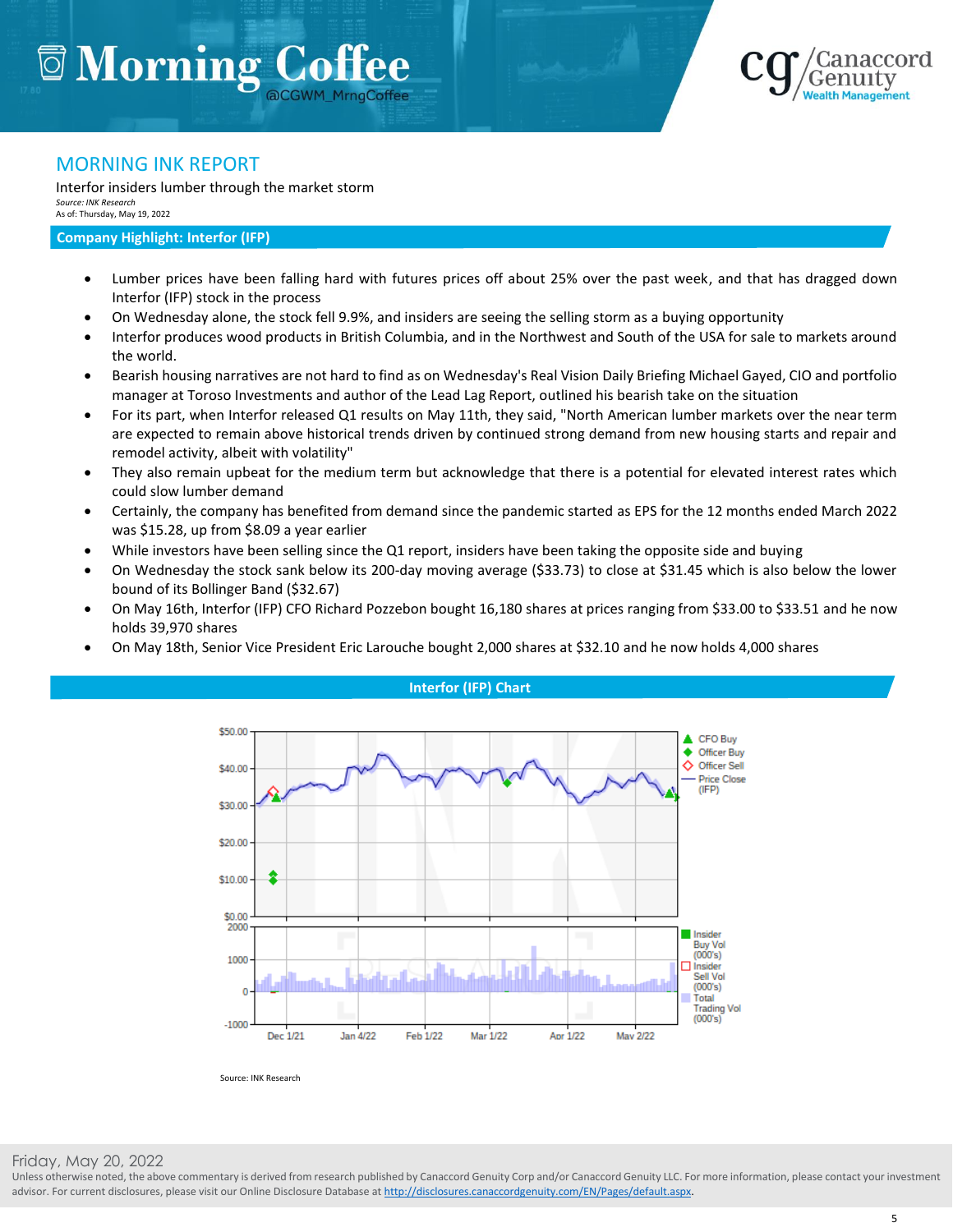## MORNING INK REPORT

Interfor insiders lumber through the market storm

*Source: INK Research*

As of: Thursday, May 19, 2022

**Company Highlight: Interfor (IFP)**

- Lumber prices have been falling hard with futures prices off about 25% over the past week, and that has dragged down Interfor (IFP) stock in the process
- On Wednesday alone, the stock fell 9.9%, and insiders are seeing the selling storm as a buying opportunity
- Interfor produces wood products in British Columbia, and in the Northwest and South of the USA for sale to markets around the world.
- Bearish housing narratives are not hard to find as on Wednesday's Real Vision Daily Briefing Michael Gayed, CIO and portfolio manager at Toroso Investments and author of the Lead Lag Report, outlined his bearish take on the situation
- For its part, when Interfor released Q1 results on May 11th, they said, "North American lumber markets over the near term are expected to remain above historical trends driven by continued strong demand from new housing starts and repair and remodel activity, albeit with volatility"
- They also remain upbeat for the medium term but acknowledge that there is a potential for elevated interest rates which could slow lumber demand
- Certainly, the company has benefited from demand since the pandemic started as EPS for the 12 months ended March 2022 was $15.28, up from $8.09 a year earlier
- While investors have been selling since the Q1 report, insiders have been taking the opposite side and buying
- On Wednesday the stock sank below its 200-day moving average ($33.73) to close at $31.45 which is also below the lower bound of its Bollinger Band ($32.67)
- On May 16th, Interfor (IFP) CFO Richard Pozzebon bought 16,180 shares at prices ranging from $33.00 to $33.51 and he now holds 39,970 shares
- On May 18th, Senior Vice President Eric Larouche bought 2,000 shares at $32.10 and he now holds 4,000 shares

**Interfor (IFP) Chart**

Source: INK Research

Friday, May 20, 2022

Unless otherwise noted, the above commentary is derived from research published by Canaccord Genuity Corp and/or Canaccord Genuity LLC. For more information, please contact your investment advisor. For current disclosures, please visit our Online Disclosure Database at http://disclosures.canaccordgenuity.com/EN/Pages/default.aspx.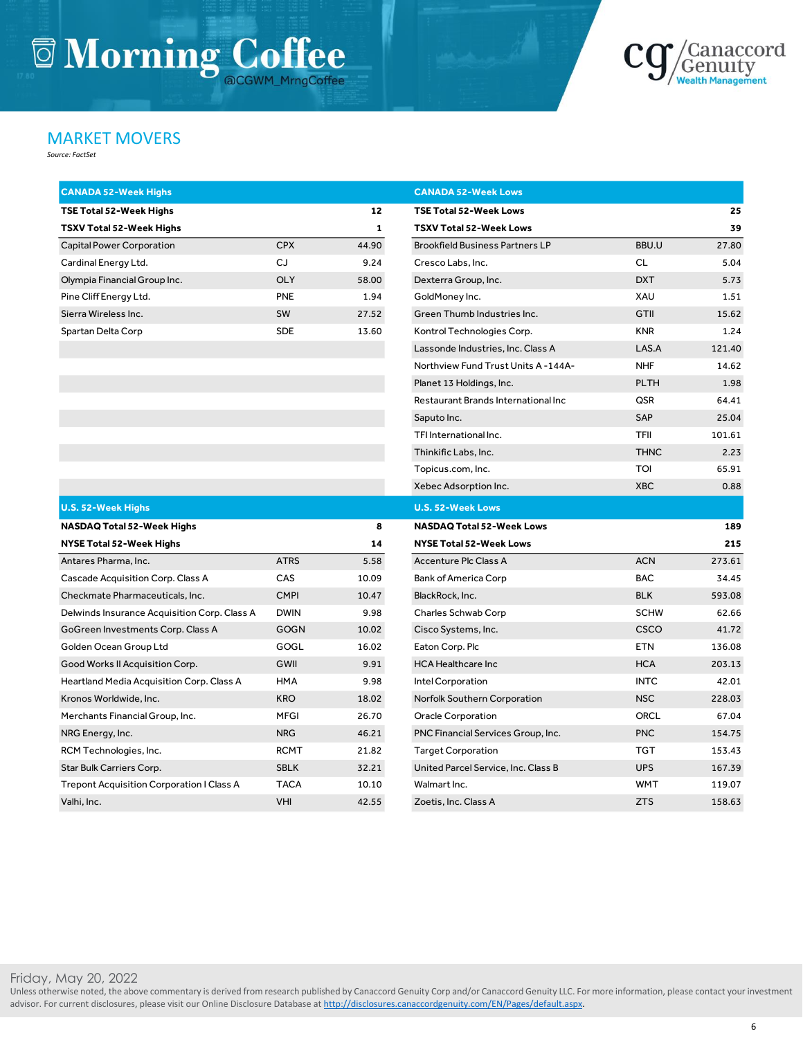# MARKET MOVERS

*Source: FactSet*

| CANADA 52-Week Highs | | |
|---|---|---|
| **TSE Total 52-Week Highs** | | **12** |
| **TSXV Total 52-Week Highs** | | **1** |
| Capital Power Corporation | CPX | 44.90 |
| Cardinal Energy Ltd. | CJ | 9.24 |
| Olympia Financial Group Inc. | OLY | 58.00 |
| Pine Cliff Energy Ltd. | PNE | 1.94 |
| Sierra Wireless Inc. | SW | 27.52 |
| Spartan Delta Corp | SDE | 13.60 |

| CANADA 52-Week Lows | | |
|---|---|---|
| **TSE Total 52-Week Lows** | | **25** |
| **TSXV Total 52-Week Lows** | | **39** |
| Brookfield Business Partners LP | BBU.U | 27.80 |
| Cresco Labs, Inc. | CL | 5.04 |
| Dexterra Group, Inc. | DXT | 5.73 |
| GoldMoney Inc. | XAU | 1.51 |
| Green Thumb Industries Inc. | GTII | 15.62 |
| Kontrol Technologies Corp. | KNR | 1.24 |
| Lassonde Industries, Inc. Class A | LAS.A | 121.40 |
| Northview Fund Trust Units A -144A- | NHF | 14.62 |
| Planet 13 Holdings, Inc. | PLTH | 1.98 |
| Restaurant Brands International Inc | QSR | 64.41 |
| Saputo Inc. | SAP | 25.04 |
| TFI International Inc. | TFII | 101.61 |
| Thinkific Labs, Inc. | THNC | 2.23 |
| Topicus.com, Inc. | TOI | 65.91 |
| Xebec Adsorption Inc. | XBC | 0.88 |

| U.S. 52-Week Highs | | |
|---|---|---|
| **NASDAQ Total 52-Week Highs** | | **8** |
| **NYSE Total 52-Week Highs** | | **14** |
| Antares Pharma, Inc. | ATRS | 5.58 |
| Cascade Acquisition Corp. Class A | CAS | 10.09 |
| Checkmate Pharmaceuticals, Inc. | CMPI | 10.47 |
| Delwinds Insurance Acquisition Corp. Class A | DWIN | 9.98 |
| GoGreen Investments Corp. Class A | GOGN | 10.02 |
| Golden Ocean Group Ltd | GOGL | 16.02 |
| Good Works II Acquisition Corp. | GWII | 9.91 |
| Heartland Media Acquisition Corp. Class A | HMA | 9.98 |
| Kronos Worldwide, Inc. | KRO | 18.02 |
| Merchants Financial Group, Inc. | MFGI | 26.70 |
| NRG Energy, Inc. | NRG | 46.21 |
| RCM Technologies, Inc. | RCMT | 21.82 |
| Star Bulk Carriers Corp. | SBLK | 32.21 |
| Trepont Acquisition Corporation I Class A | TACA | 10.10 |
| Valhi, Inc. | VHI | 42.55 |

| U.S. 52-Week Lows | | |
|---|---|---|
| **NASDAQ Total 52-Week Lows** | | **189** |
| **NYSE Total 52-Week Lows** | | **215** |
| Accenture Plc Class A | ACN | 273.61 |
| Bank of America Corp | BAC | 34.45 |
| BlackRock, Inc. | BLK | 593.08 |
| Charles Schwab Corp | SCHW | 62.66 |
| Cisco Systems, Inc. | CSCO | 41.72 |
| Eaton Corp. Plc | ETN | 136.08 |
| HCA Healthcare Inc | HCA | 203.13 |
| Intel Corporation | INTC | 42.01 |
| Norfolk Southern Corporation | NSC | 228.03 |
| Oracle Corporation | ORCL | 67.04 |
| PNC Financial Services Group, Inc. | PNC | 154.75 |
| Target Corporation | TGT | 153.43 |
| United Parcel Service, Inc. Class B | UPS | 167.39 |
| Walmart Inc. | WMT | 119.07 |
| Zoetis, Inc. Class A | ZTS | 158.63 |

Friday, May 20, 2022

Unless otherwise noted, the above commentary is derived from research published by Canaccord Genuity Corp and/or Canaccord Genuity LLC. For more information, please contact your investment advisor. For current disclosures, please visit our Online Disclosure Database at http://disclosures.canaccordgenuity.com/EN/Pages/default.aspx.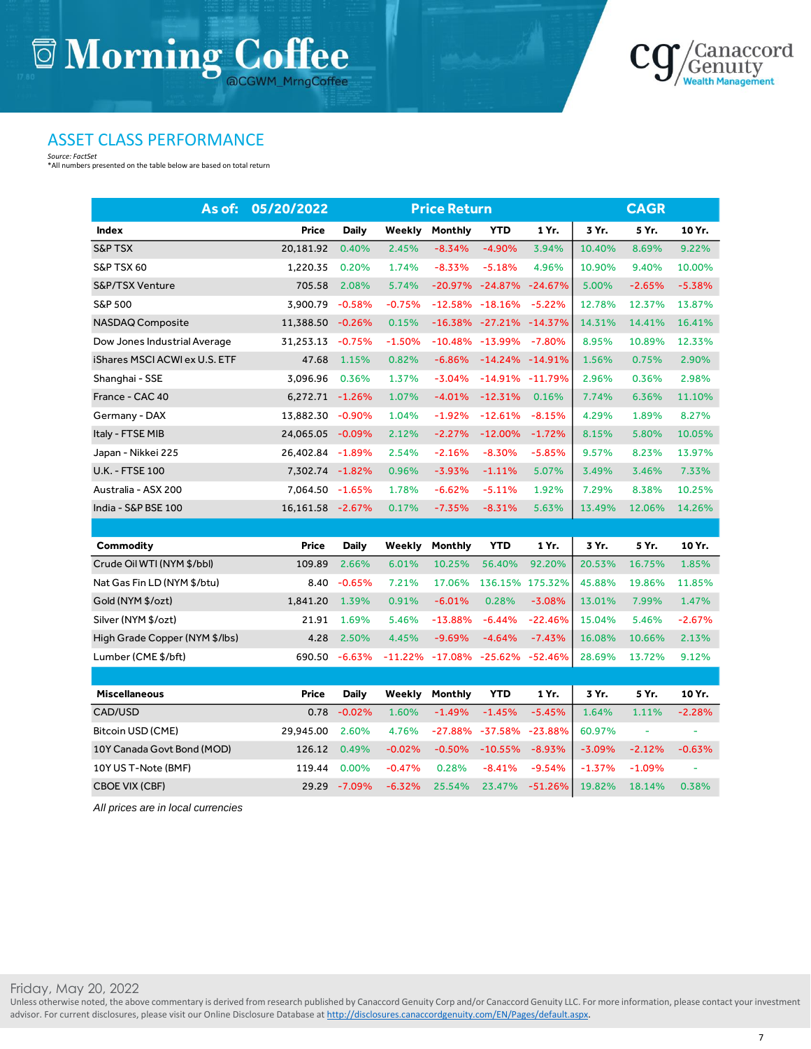# Morning Coffee

@CGWM_MrngCoffee

Canaccord Genuity Wealth Management

## ASSET CLASS PERFORMANCE

*Source: FactSet*
*All numbers presented on the table below are based on total return

| As of: 05/20/2022 | | Price Return | | | | | CAGR | | |
|---|---|---|---|---|---|---|---|---|---|
| **Index** | **Price** | **Daily** | **Weekly** | **Monthly** | **YTD** | **1 Yr.** | **3 Yr.** | **5 Yr.** | **10 Yr.** |
| S&P TSX | 20,181.92 | 0.40% | 2.45% | -8.34% | -4.90% | 3.94% | 10.40% | 8.69% | 9.22% |
| S&P TSX 60 | 1,220.35 | 0.20% | 1.74% | -8.33% | -5.18% | 4.96% | 10.90% | 9.40% | 10.00% |
| S&P/TSX Venture | 705.58 | 2.08% | 5.74% | -20.97% | -24.87% | -24.67% | 5.00% | -2.65% | -5.38% |
| S&P 500 | 3,900.79 | -0.58% | -0.75% | -12.58% | -18.16% | -5.22% | 12.78% | 12.37% | 13.87% |
| NASDAQ Composite | 11,388.50 | -0.26% | 0.15% | -16.38% | -27.21% | -14.37% | 14.31% | 14.41% | 16.41% |
| Dow Jones Industrial Average | 31,253.13 | -0.75% | -1.50% | -10.48% | -13.99% | -7.80% | 8.95% | 10.89% | 12.33% |
| iShares MSCI ACWI ex U.S. ETF | 47.68 | 1.15% | 0.82% | -6.86% | -14.24% | -14.91% | 1.56% | 0.75% | 2.90% |
| Shanghai - SSE | 3,096.96 | 0.36% | 1.37% | -3.04% | -14.91% | -11.79% | 2.96% | 0.36% | 2.98% |
| France - CAC 40 | 6,272.71 | -1.26% | 1.07% | -4.01% | -12.31% | 0.16% | 7.74% | 6.36% | 11.10% |
| Germany - DAX | 13,882.30 | -0.90% | 1.04% | -1.92% | -12.61% | -8.15% | 4.29% | 1.89% | 8.27% |
| Italy - FTSE MIB | 24,065.05 | -0.09% | 2.12% | -2.27% | -12.00% | -1.72% | 8.15% | 5.80% | 10.05% |
| Japan - Nikkei 225 | 26,402.84 | -1.89% | 2.54% | -2.16% | -8.30% | -5.85% | 9.57% | 8.23% | 13.97% |
| U.K. - FTSE 100 | 7,302.74 | -1.82% | 0.96% | -3.93% | -1.11% | 5.07% | 3.49% | 3.46% | 7.33% |
| Australia - ASX 200 | 7,064.50 | -1.65% | 1.78% | -6.62% | -5.11% | 1.92% | 7.29% | 8.38% | 10.25% |
| India - S&P BSE 100 | 16,161.58 | -2.67% | 0.17% | -7.35% | -8.31% | 5.63% | 13.49% | 12.06% | 14.26% |
| | | | | | | | | | |
| **Commodity** | **Price** | **Daily** | **Weekly** | **Monthly** | **YTD** | **1 Yr.** | **3 Yr.** | **5 Yr.** | **10 Yr.** |
| Crude Oil WTI (NYM $/bbl) | 109.89 | 2.66% | 6.01% | 10.25% | 56.40% | 92.20% | 20.53% | 16.75% | 1.85% |
| Nat Gas Fin LD (NYM $/btu) | 8.40 | -0.65% | 7.21% | 17.06% | 136.15% | 175.32% | 45.88% | 19.86% | 11.85% |
| Gold (NYM $/ozt) | 1,841.20 | 1.39% | 0.91% | -6.01% | 0.28% | -3.08% | 13.01% | 7.99% | 1.47% |
| Silver (NYM $/ozt) | 21.91 | 1.69% | 5.46% | -13.88% | -6.44% | -22.46% | 15.04% | 5.46% | -2.67% |
| High Grade Copper (NYM $/lbs) | 4.28 | 2.50% | 4.45% | -9.69% | -4.64% | -7.43% | 16.08% | 10.66% | 2.13% |
| Lumber (CME $/bft) | 690.50 | -6.63% | -11.22% | -17.08% | -25.62% | -52.46% | 28.69% | 13.72% | 9.12% |
| | | | | | | | | | |
| **Miscellaneous** | **Price** | **Daily** | **Weekly** | **Monthly** | **YTD** | **1 Yr.** | **3 Yr.** | **5 Yr.** | **10 Yr.** |
| CAD/USD | 0.78 | -0.02% | 1.60% | -1.49% | -1.45% | -5.45% | 1.64% | 1.11% | -2.28% |
| Bitcoin USD (CME) | 29,945.00 | 2.60% | 4.76% | -27.88% | -37.58% | -23.88% | 60.97% | - | - |
| 10Y Canada Govt Bond (MOD) | 126.12 | 0.49% | -0.02% | -0.50% | -10.55% | -8.93% | -3.09% | -2.12% | -0.63% |
| 10Y US T-Note (BMF) | 119.44 | 0.00% | -0.47% | 0.28% | -8.41% | -9.54% | -1.37% | -1.09% | - |
| CBOE VIX (CBF) | 29.29 | -7.09% | -6.32% | 25.54% | 23.47% | -51.26% | 19.82% | 18.14% | 0.38% |

*All prices are in local currencies*

Friday, May 20, 2022

Unless otherwise noted, the above commentary is derived from research published by Canaccord Genuity Corp and/or Canaccord Genuity LLC. For more information, please contact your investment advisor. For current disclosures, please visit our Online Disclosure Database at http://disclosures.canaccordgenuity.com/EN/Pages/default.aspx.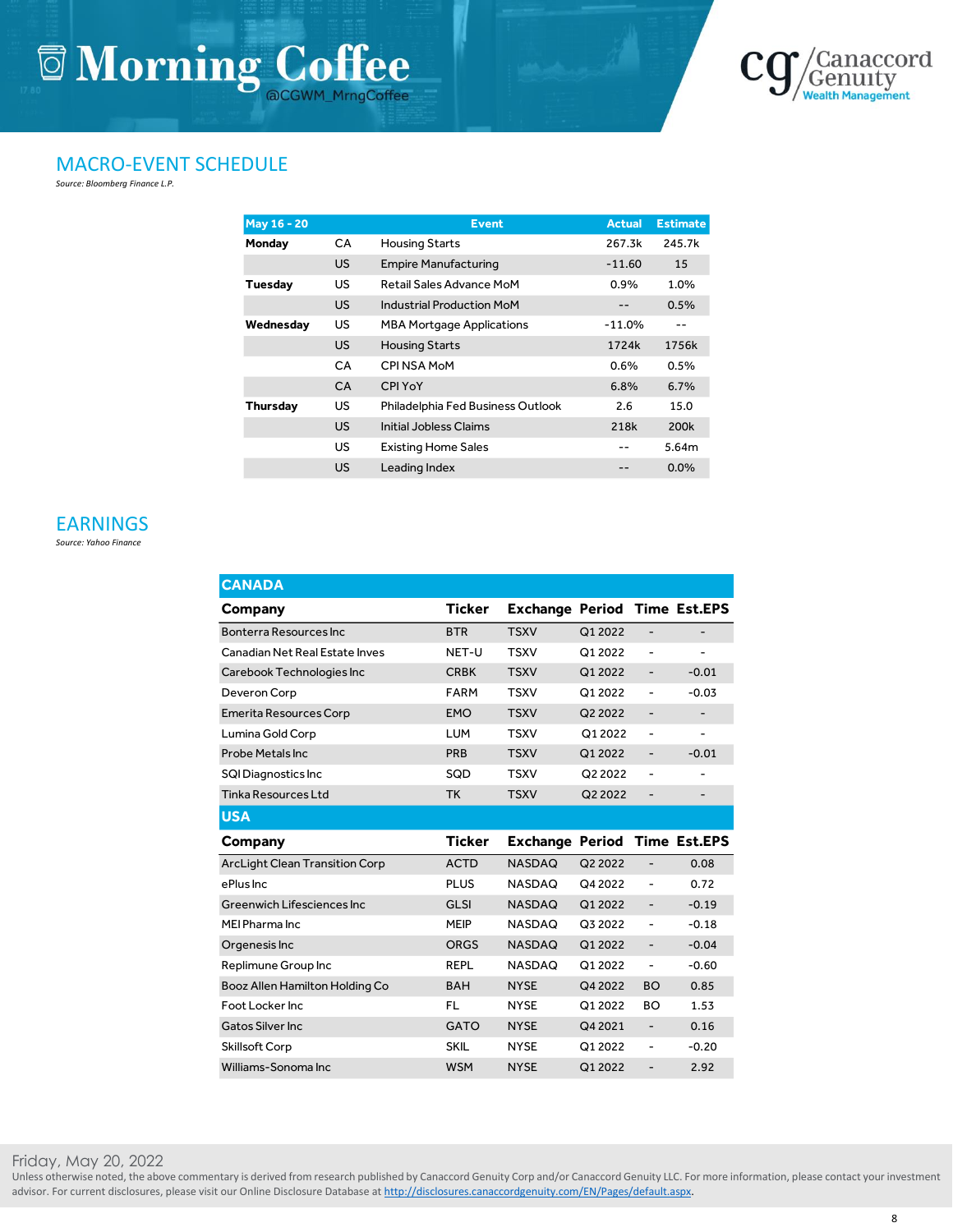## MACRO-EVENT SCHEDULE

*Source: Bloomberg Finance L.P.*

| May 16 - 20 | | Event | Actual | Estimate |
|---|---|---|---|---|
| **Monday** | CA | Housing Starts | 267.3k | 245.7k |
| | US | Empire Manufacturing | -11.60 | 15 |
| **Tuesday** | US | Retail Sales Advance MoM | 0.9% | 1.0% |
| | US | Industrial Production MoM | -- | 0.5% |
| **Wednesday** | US | MBA Mortgage Applications | -11.0% | -- |
| | US | Housing Starts | 1724k | 1756k |
| | CA | CPI NSA MoM | 0.6% | 0.5% |
| | CA | CPI YoY | 6.8% | 6.7% |
| **Thursday** | US | Philadelphia Fed Business Outlook | 2.6 | 15.0 |
| | US | Initial Jobless Claims | 218k | 200k |
| | US | Existing Home Sales | -- | 5.64m |
| | US | Leading Index | -- | 0.0% |

## EARNINGS

*Source: Yahoo Finance*

| **CANADA** | | | | | |
|---|---|---|---|---|---|
| **Company** | **Ticker** | **Exchange** | **Period** | **Time** | **Est.EPS** |
| Bonterra Resources Inc | BTR | TSXV | Q1 2022 | - | - |
| Canadian Net Real Estate Inves | NET-U | TSXV | Q1 2022 | - | - |
| Carebook Technologies Inc | CRBK | TSXV | Q1 2022 | - | -0.01 |
| Deveron Corp | FARM | TSXV | Q1 2022 | - | -0.03 |
| Emerita Resources Corp | EMO | TSXV | Q2 2022 | - | - |
| Lumina Gold Corp | LUM | TSXV | Q1 2022 | - | - |
| Probe Metals Inc | PRB | TSXV | Q1 2022 | - | -0.01 |
| SQI Diagnostics Inc | SQD | TSXV | Q2 2022 | - | - |
| Tinka Resources Ltd | TK | TSXV | Q2 2022 | - | - |
| **USA** | | | | | |
| **Company** | **Ticker** | **Exchange** | **Period** | **Time** | **Est.EPS** |
| ArcLight Clean Transition Corp | ACTD | NASDAQ | Q2 2022 | - | 0.08 |
| ePlus Inc | PLUS | NASDAQ | Q4 2022 | - | 0.72 |
| Greenwich Lifesciences Inc | GLSI | NASDAQ | Q1 2022 | - | -0.19 |
| MEI Pharma Inc | MEIP | NASDAQ | Q3 2022 | - | -0.18 |
| Orgenesis Inc | ORGS | NASDAQ | Q1 2022 | - | -0.04 |
| Replimune Group Inc | REPL | NASDAQ | Q1 2022 | - | -0.60 |
| Booz Allen Hamilton Holding Co | BAH | NYSE | Q4 2022 | BO | 0.85 |
| Foot Locker Inc | FL | NYSE | Q1 2022 | BO | 1.53 |
| Gatos Silver Inc | GATO | NYSE | Q4 2021 | - | 0.16 |
| Skillsoft Corp | SKIL | NYSE | Q1 2022 | - | -0.20 |
| Williams-Sonoma Inc | WSM | NYSE | Q1 2022 | - | 2.92 |

Friday, May 20, 2022

Unless otherwise noted, the above commentary is derived from research published by Canaccord Genuity Corp and/or Canaccord Genuity LLC. For more information, please contact your investment advisor. For current disclosures, please visit our Online Disclosure Database at http://disclosures.canaccordgenuity.com/EN/Pages/default.aspx.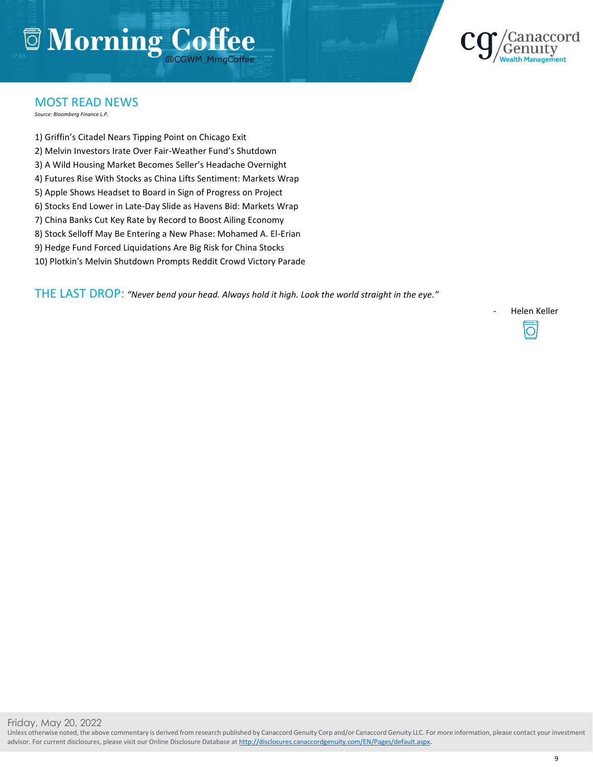## MOST READ NEWS

*Source: Bloomberg Finance L.P.*

1) Griffin's Citadel Nears Tipping Point on Chicago Exit
2) Melvin Investors Irate Over Fair-Weather Fund's Shutdown
3) A Wild Housing Market Becomes Seller's Headache Overnight
4) Futures Rise With Stocks as China Lifts Sentiment: Markets Wrap
5) Apple Shows Headset to Board in Sign of Progress on Project
6) Stocks End Lower in Late-Day Slide as Havens Bid: Markets Wrap
7) China Banks Cut Key Rate by Record to Boost Ailing Economy
8) Stock Selloff May Be Entering a New Phase: Mohamed A. El-Erian
9) Hedge Fund Forced Liquidations Are Big Risk for China Stocks
10) Plotkin's Melvin Shutdown Prompts Reddit Crowd Victory Parade

## THE LAST DROP: *"Never bend your head. Always hold it high. Look the world straight in the eye."*

\- Helen Keller

Friday, May 20, 2022

Unless otherwise noted, the above commentary is derived from research published by Canaccord Genuity Corp and/or Canaccord Genuity LLC. For more information, please contact your investment advisor. For current disclosures, please visit our Online Disclosure Database at http://disclosures.canaccordgenuity.com/EN/Pages/default.aspx.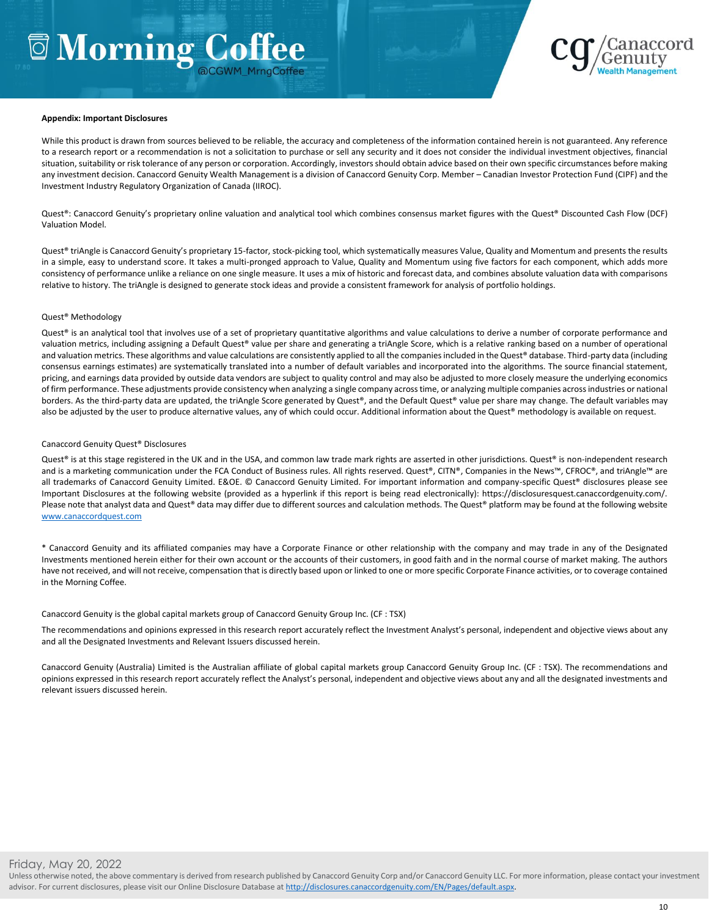**Appendix: Important Disclosures**

While this product is drawn from sources believed to be reliable, the accuracy and completeness of the information contained herein is not guaranteed. Any reference to a research report or a recommendation is not a solicitation to purchase or sell any security and it does not consider the individual investment objectives, financial situation, suitability or risk tolerance of any person or corporation. Accordingly, investors should obtain advice based on their own specific circumstances before making any investment decision. Canaccord Genuity Wealth Management is a division of Canaccord Genuity Corp. Member – Canadian Investor Protection Fund (CIPF) and the Investment Industry Regulatory Organization of Canada (IIROC).

Quest®: Canaccord Genuity's proprietary online valuation and analytical tool which combines consensus market figures with the Quest® Discounted Cash Flow (DCF) Valuation Model.

Quest® triAngle is Canaccord Genuity's proprietary 15-factor, stock-picking tool, which systematically measures Value, Quality and Momentum and presents the results in a simple, easy to understand score. It takes a multi-pronged approach to Value, Quality and Momentum using five factors for each component, which adds more consistency of performance unlike a reliance on one single measure. It uses a mix of historic and forecast data, and combines absolute valuation data with comparisons relative to history. The triAngle is designed to generate stock ideas and provide a consistent framework for analysis of portfolio holdings.

Quest® Methodology

Quest® is an analytical tool that involves use of a set of proprietary quantitative algorithms and value calculations to derive a number of corporate performance and valuation metrics, including assigning a Default Quest® value per share and generating a triAngle Score, which is a relative ranking based on a number of operational and valuation metrics. These algorithms and value calculations are consistently applied to all the companies included in the Quest® database. Third-party data (including consensus earnings estimates) are systematically translated into a number of default variables and incorporated into the algorithms. The source financial statement, pricing, and earnings data provided by outside data vendors are subject to quality control and may also be adjusted to more closely measure the underlying economics of firm performance. These adjustments provide consistency when analyzing a single company across time, or analyzing multiple companies across industries or national borders. As the third-party data are updated, the triAngle Score generated by Quest®, and the Default Quest® value per share may change. The default variables may also be adjusted by the user to produce alternative values, any of which could occur. Additional information about the Quest® methodology is available on request.

Canaccord Genuity Quest® Disclosures

Quest® is at this stage registered in the UK and in the USA, and common law trade mark rights are asserted in other jurisdictions. Quest® is non-independent research and is a marketing communication under the FCA Conduct of Business rules. All rights reserved. Quest®, CITN®, Companies in the News™, CFROC®, and triAngle™ are all trademarks of Canaccord Genuity Limited. E&OE. © Canaccord Genuity Limited. For important information and company-specific Quest® disclosures please see Important Disclosures at the following website (provided as a hyperlink if this report is being read electronically): https://disclosuresquest.canaccordgenuity.com/. Please note that analyst data and Quest® data may differ due to different sources and calculation methods. The Quest® platform may be found at the following website www.canaccordquest.com

* Canaccord Genuity and its affiliated companies may have a Corporate Finance or other relationship with the company and may trade in any of the Designated Investments mentioned herein either for their own account or the accounts of their customers, in good faith and in the normal course of market making. The authors have not received, and will not receive, compensation that is directly based upon or linked to one or more specific Corporate Finance activities, or to coverage contained in the Morning Coffee.

Canaccord Genuity is the global capital markets group of Canaccord Genuity Group Inc. (CF : TSX)

The recommendations and opinions expressed in this research report accurately reflect the Investment Analyst's personal, independent and objective views about any and all the Designated Investments and Relevant Issuers discussed herein.

Canaccord Genuity (Australia) Limited is the Australian affiliate of global capital markets group Canaccord Genuity Group Inc. (CF : TSX). The recommendations and opinions expressed in this research report accurately reflect the Analyst's personal, independent and objective views about any and all the designated investments and relevant issuers discussed herein.